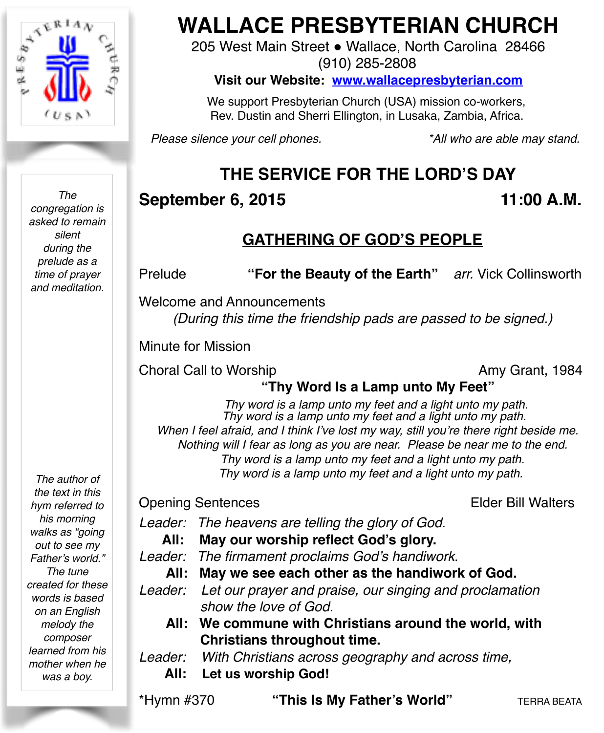# WALLACE PRESBYTERIAN CHURCH

205 West Main Street • Wallace, North Carolina 28466
(910) 285-2808

**Visit our Website: www.wallacepresbyterian.com**

We support Presbyterian Church (USA) mission co-workers,
Rev. Dustin and Sherri Ellington, in Lusaka, Zambia, Africa.

*Please silence your cell phones.* *\*All who are able may stand.*

## THE SERVICE FOR THE LORD'S DAY

**September 6, 2015** **11:00 A.M.**

## GATHERING OF GOD'S PEOPLE

*The congregation is asked to remain silent during the prelude as a time of prayer and meditation.*

Prelude **"For the Beauty of the Earth"** *arr.* Vick Collinsworth

Welcome and Announcements
*(During this time the friendship pads are passed to be signed.)*

Minute for Mission

Choral Call to Worship Amy Grant, 1984

**"Thy Word Is a Lamp unto My Feet"**

*Thy word is a lamp unto my feet and a light unto my path.*
*Thy word is a lamp unto my feet and a light unto my path.*
*When I feel afraid, and I think I've lost my way, still you're there right beside me.*
*Nothing will I fear as long as you are near. Please be near me to the end.*
*Thy word is a lamp unto my feet and a light unto my path.*
*Thy word is a lamp unto my feet and a light unto my path.*

Opening Sentences Elder Bill Walters

*Leader: The heavens are telling the glory of God.*
**All: May our worship reflect God's glory.**
*Leader: The firmament proclaims God's handiwork.*
**All: May we see each other as the handiwork of God.**
*Leader: Let our prayer and praise, our singing and proclamation show the love of God.*
**All: We commune with Christians around the world, with Christians throughout time.**
*Leader: With Christians across geography and across time,*
**All: Let us worship God!**

*The author of the text in this hym referred to his morning walks as "going out to see my Father's world." The tune created for these words is based on an English melody the composer learned from his mother when he was a boy.*

\*Hymn #370 **"This Is My Father's World"** TERRA BEATA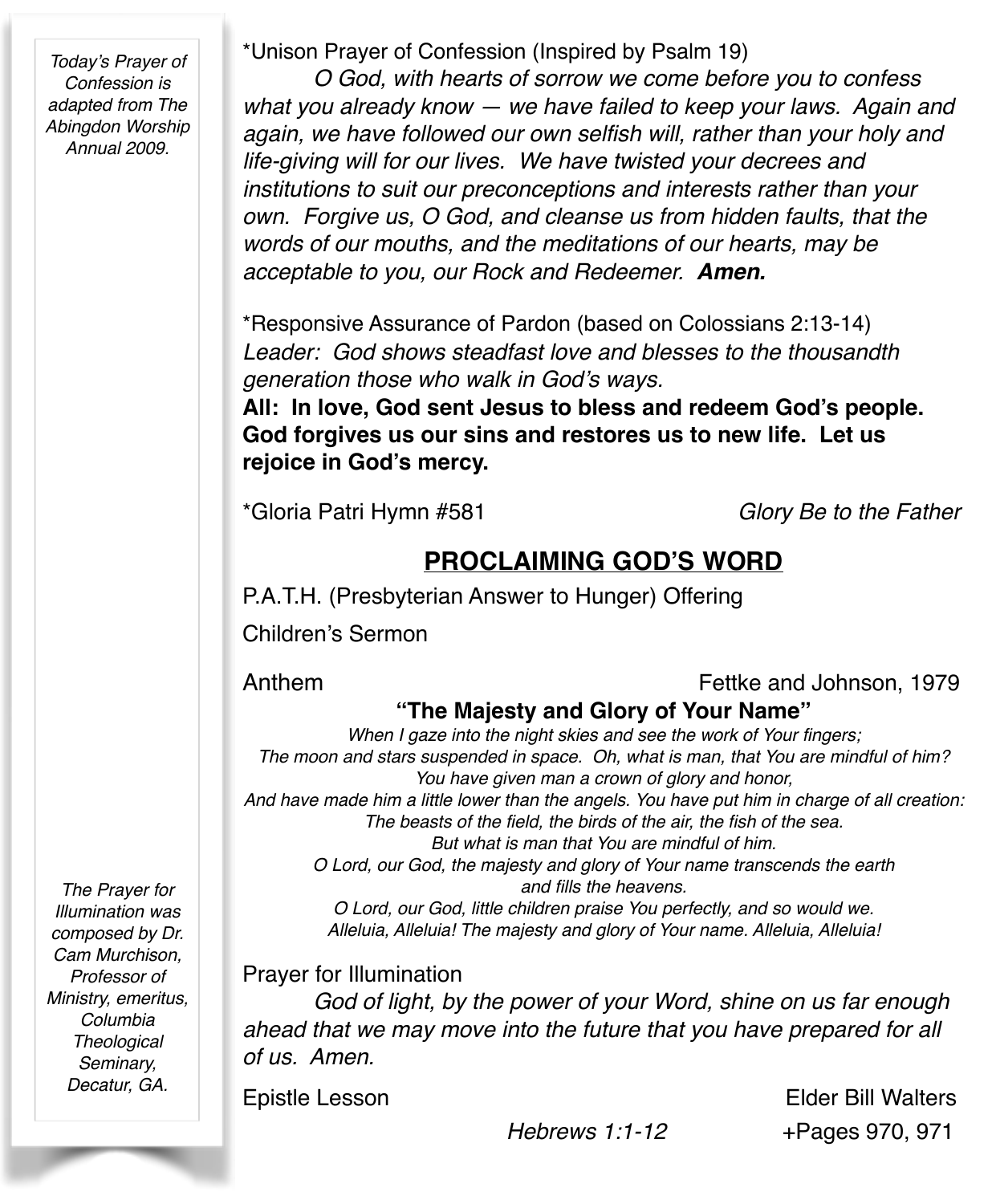*Today's Prayer of Confession is adapted from The Abingdon Worship Annual 2009.*

*Unison Prayer of Confession (Inspired by Psalm 19)

*O God, with hearts of sorrow we come before you to confess what you already know — we have failed to keep your laws. Again and again, we have followed our own selfish will, rather than your holy and life-giving will for our lives. We have twisted your decrees and institutions to suit our preconceptions and interests rather than your own. Forgive us, O God, and cleanse us from hidden faults, that the words of our mouths, and the meditations of our hearts, may be acceptable to you, our Rock and Redeemer.* ***Amen.***

*Responsive Assurance of Pardon (based on Colossians 2:13-14)

*Leader: God shows steadfast love and blesses to the thousandth generation those who walk in God's ways.*

**All: In love, God sent Jesus to bless and redeem God's people. God forgives us our sins and restores us to new life. Let us rejoice in God's mercy.**

*Gloria Patri Hymn #581 — *Glory Be to the Father*

## PROCLAIMING GOD'S WORD

P.A.T.H. (Presbyterian Answer to Hunger) Offering

Children's Sermon

Anthem — Fettke and Johnson, 1979

**"The Majesty and Glory of Your Name"**

*When I gaze into the night skies and see the work of Your fingers;*
*The moon and stars suspended in space. Oh, what is man, that You are mindful of him?*
*You have given man a crown of glory and honor,*
*And have made him a little lower than the angels. You have put him in charge of all creation:*
*The beasts of the field, the birds of the air, the fish of the sea.*
*But what is man that You are mindful of him.*
*O Lord, our God, the majesty and glory of Your name transcends the earth*
*and fills the heavens.*
*O Lord, our God, little children praise You perfectly, and so would we.*
*Alleluia, Alleluia! The majesty and glory of Your name. Alleluia, Alleluia!*

*The Prayer for Illumination was composed by Dr. Cam Murchison, Professor of Ministry, emeritus, Columbia Theological Seminary, Decatur, GA.*

Prayer for Illumination

*God of light, by the power of your Word, shine on us far enough ahead that we may move into the future that you have prepared for all of us. Amen.*

Epistle Lesson — Elder Bill Walters

*Hebrews 1:1-12* — +Pages 970, 971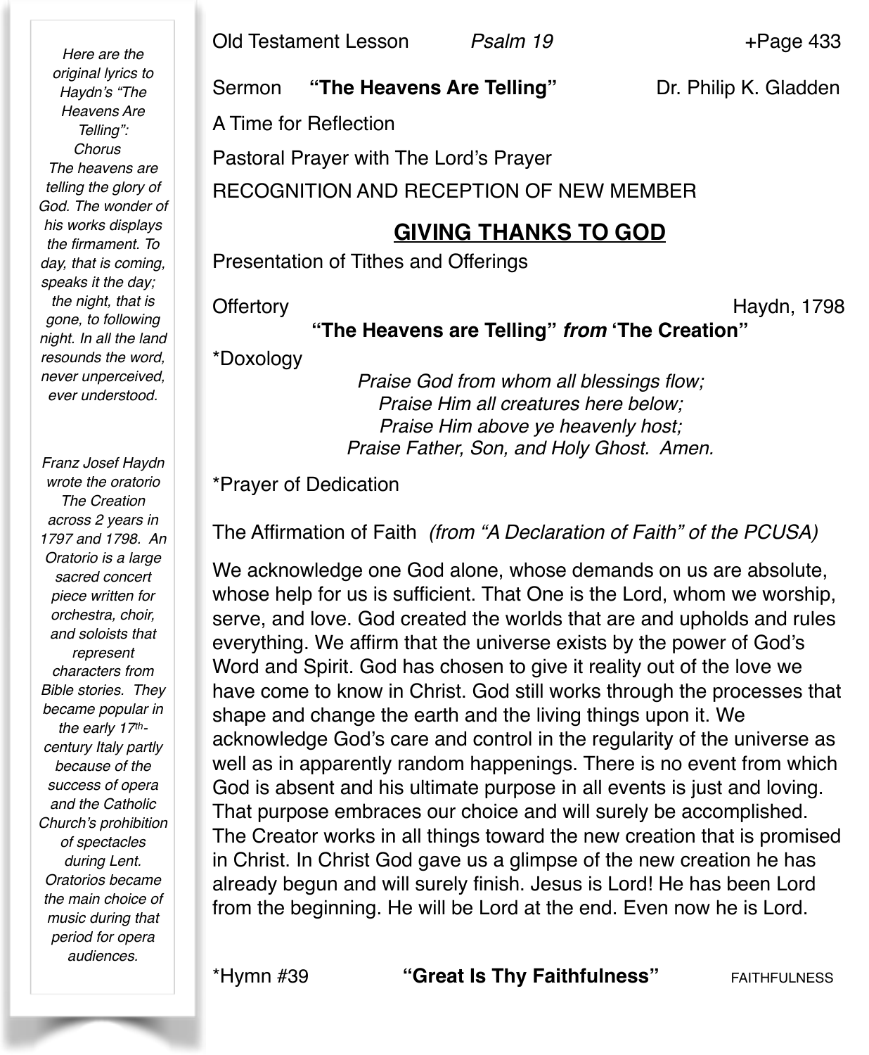Old Testament Lesson *Psalm 19* +Page 433

Sermon **"The Heavens Are Telling"** Dr. Philip K. Gladden

A Time for Reflection

Pastoral Prayer with The Lord's Prayer

RECOGNITION AND RECEPTION OF NEW MEMBER

## GIVING THANKS TO GOD

Presentation of Tithes and Offerings

Offertory Haydn, 1798

**"The Heavens are Telling" *from* 'The Creation"**

*Doxology

*Praise God from whom all blessings flow;*
*Praise Him all creatures here below;*
*Praise Him above ye heavenly host;*
*Praise Father, Son, and Holy Ghost. Amen.*

*Prayer of Dedication

The Affirmation of Faith *(from "A Declaration of Faith" of the PCUSA)*

We acknowledge one God alone, whose demands on us are absolute, whose help for us is sufficient. That One is the Lord, whom we worship, serve, and love. God created the worlds that are and upholds and rules everything. We affirm that the universe exists by the power of God's Word and Spirit. God has chosen to give it reality out of the love we have come to know in Christ. God still works through the processes that shape and change the earth and the living things upon it. We acknowledge God's care and control in the regularity of the universe as well as in apparently random happenings. There is no event from which God is absent and his ultimate purpose in all events is just and loving. That purpose embraces our choice and will surely be accomplished. The Creator works in all things toward the new creation that is promised in Christ. In Christ God gave us a glimpse of the new creation he has already begun and will surely finish. Jesus is Lord! He has been Lord from the beginning. He will be Lord at the end. Even now he is Lord.

*Hymn #39 **"Great Is Thy Faithfulness"** FAITHFULNESS

*Here are the original lyrics to Haydn's "The Heavens Are Telling":*
*Chorus*
*The heavens are telling the glory of God. The wonder of his works displays the firmament. To day, that is coming, speaks it the day; the night, that is gone, to following night. In all the land resounds the word, never unperceived, ever understood.*

*Franz Josef Haydn wrote the oratorio The Creation across 2 years in 1797 and 1798. An Oratorio is a large sacred concert piece written for orchestra, choir, and soloists that represent characters from Bible stories. They became popular in the early 17th-century Italy partly because of the success of opera and the Catholic Church's prohibition of spectacles during Lent. Oratorios became the main choice of music during that period for opera audiences.*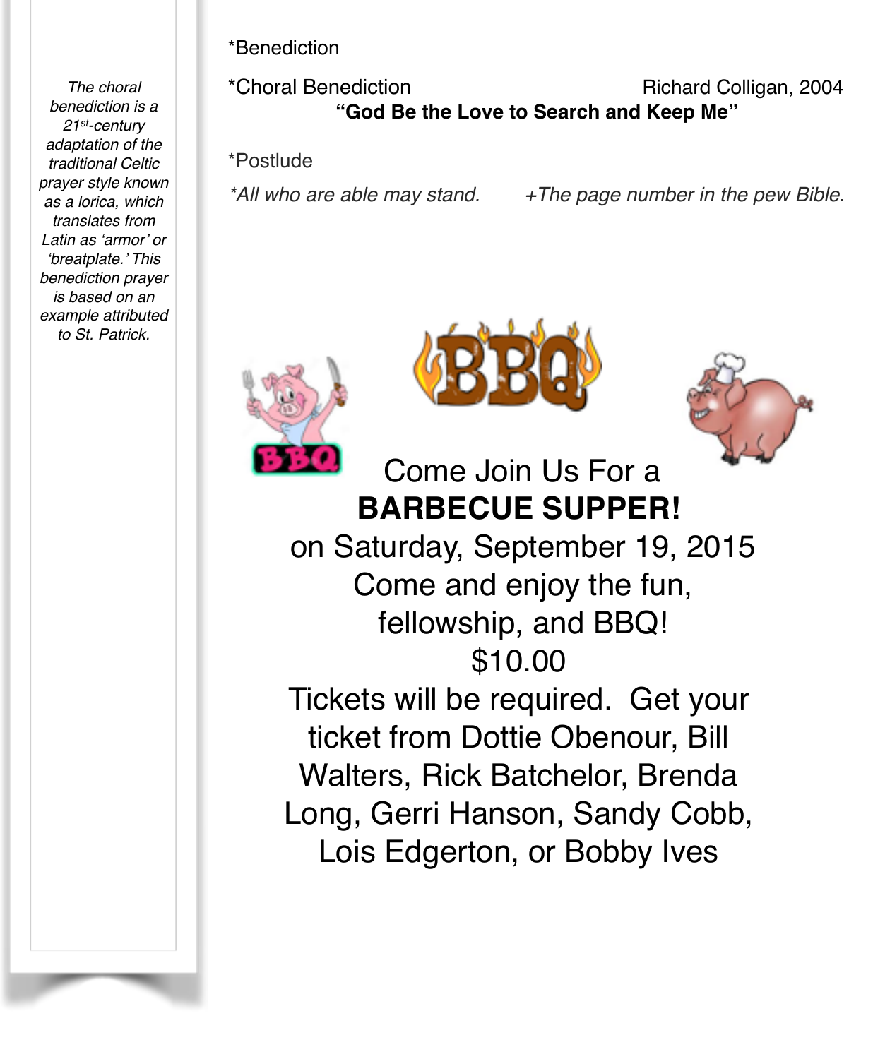*The choral benediction is a 21st-century adaptation of the traditional Celtic prayer style known as a lorica, which translates from Latin as 'armor' or 'breatplate.' This benediction prayer is based on an example attributed to St. Patrick.*

*Benediction

*Choral Benediction — Richard Colligan, 2004

**"God Be the Love to Search and Keep Me"**

*Postlude

*\*All who are able may stand.* *+The page number in the pew Bible.*

Come Join Us For a

**BARBECUE SUPPER!**

on Saturday, September 19, 2015

Come and enjoy the fun, fellowship, and BBQ!

$10.00

Tickets will be required. Get your ticket from Dottie Obenour, Bill Walters, Rick Batchelor, Brenda Long, Gerri Hanson, Sandy Cobb, Lois Edgerton, or Bobby Ives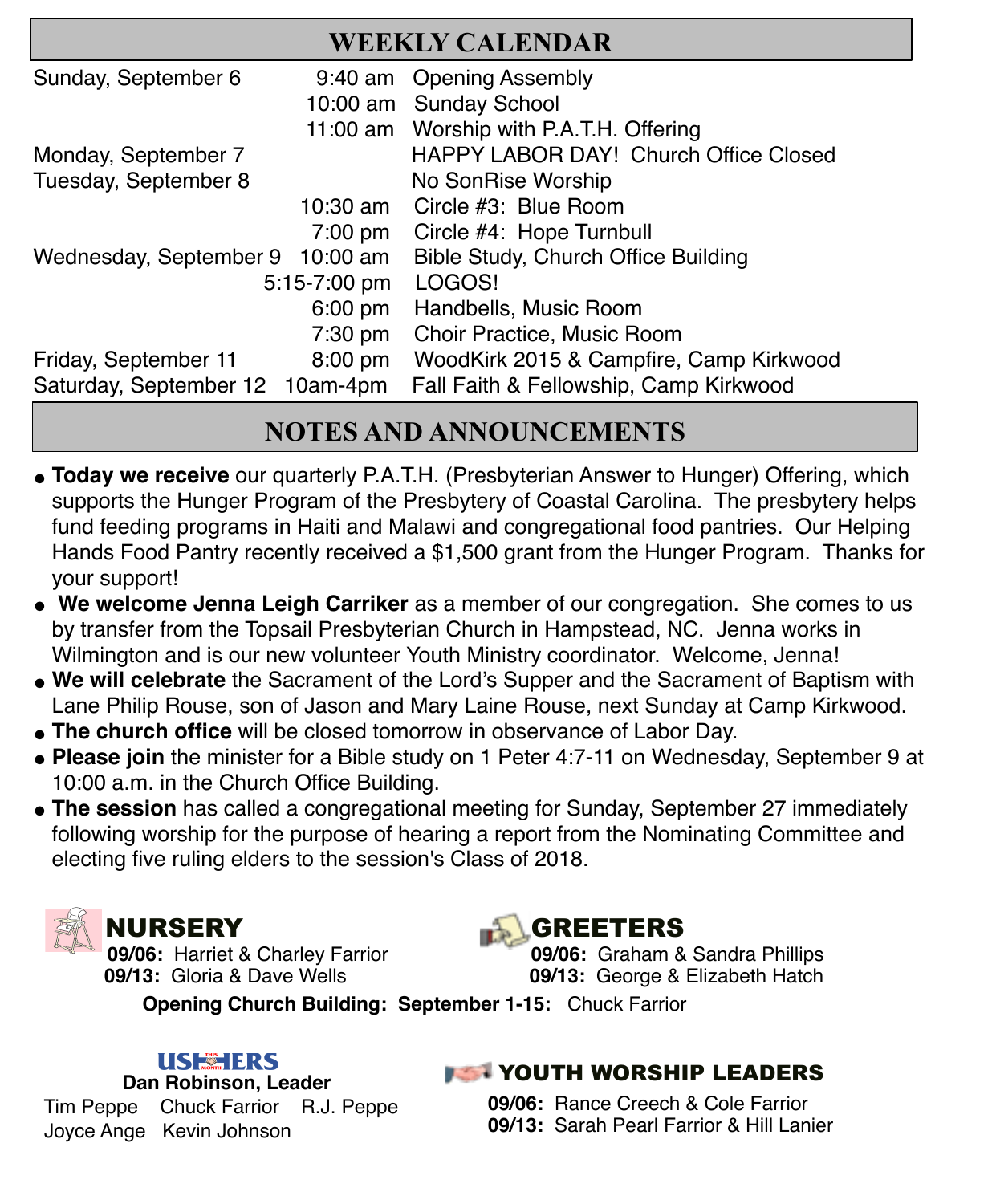## WEEKLY CALENDAR

| | | |
|---|---|---|
| Sunday, September 6 | 9:40 am | Opening Assembly |
| | 10:00 am | Sunday School |
| | 11:00 am | Worship with P.A.T.H. Offering |
| Monday, September 7 | | HAPPY LABOR DAY! Church Office Closed |
| Tuesday, September 8 | | No SonRise Worship |
| | 10:30 am | Circle #3: Blue Room |
| | 7:00 pm | Circle #4: Hope Turnbull |
| Wednesday, September 9 | 10:00 am | Bible Study, Church Office Building |
| | 5:15-7:00 pm | LOGOS! |
| | 6:00 pm | Handbells, Music Room |
| | 7:30 pm | Choir Practice, Music Room |
| Friday, September 11 | 8:00 pm | WoodKirk 2015 & Campfire, Camp Kirkwood |
| Saturday, September 12 | 10am-4pm | Fall Faith & Fellowship, Camp Kirkwood |

## NOTES AND ANNOUNCEMENTS

- **Today we receive** our quarterly P.A.T.H. (Presbyterian Answer to Hunger) Offering, which supports the Hunger Program of the Presbytery of Coastal Carolina. The presbytery helps fund feeding programs in Haiti and Malawi and congregational food pantries. Our Helping Hands Food Pantry recently received a $1,500 grant from the Hunger Program. Thanks for your support!
- **We welcome Jenna Leigh Carriker** as a member of our congregation. She comes to us by transfer from the Topsail Presbyterian Church in Hampstead, NC. Jenna works in Wilmington and is our new volunteer Youth Ministry coordinator. Welcome, Jenna!
- **We will celebrate** the Sacrament of the Lord's Supper and the Sacrament of Baptism with Lane Philip Rouse, son of Jason and Mary Laine Rouse, next Sunday at Camp Kirkwood.
- **The church office** will be closed tomorrow in observance of Labor Day.
- **Please join** the minister for a Bible study on 1 Peter 4:7-11 on Wednesday, September 9 at 10:00 a.m. in the Church Office Building.
- **The session** has called a congregational meeting for Sunday, September 27 immediately following worship for the purpose of hearing a report from the Nominating Committee and electing five ruling elders to the session's Class of 2018.

### NURSERY

**09/06:** Harriet & Charley Farrior
**09/13:** Gloria & Dave Wells

### GREETERS

**09/06:** Graham & Sandra Phillips
**09/13:** George & Elizabeth Hatch

**Opening Church Building: September 1-15:** Chuck Farrior

### USHERS

**Dan Robinson, Leader**

Tim Peppe Chuck Farrior R.J. Peppe
Joyce Ange Kevin Johnson

### YOUTH WORSHIP LEADERS

**09/06:** Rance Creech & Cole Farrior
**09/13:** Sarah Pearl Farrior & Hill Lanier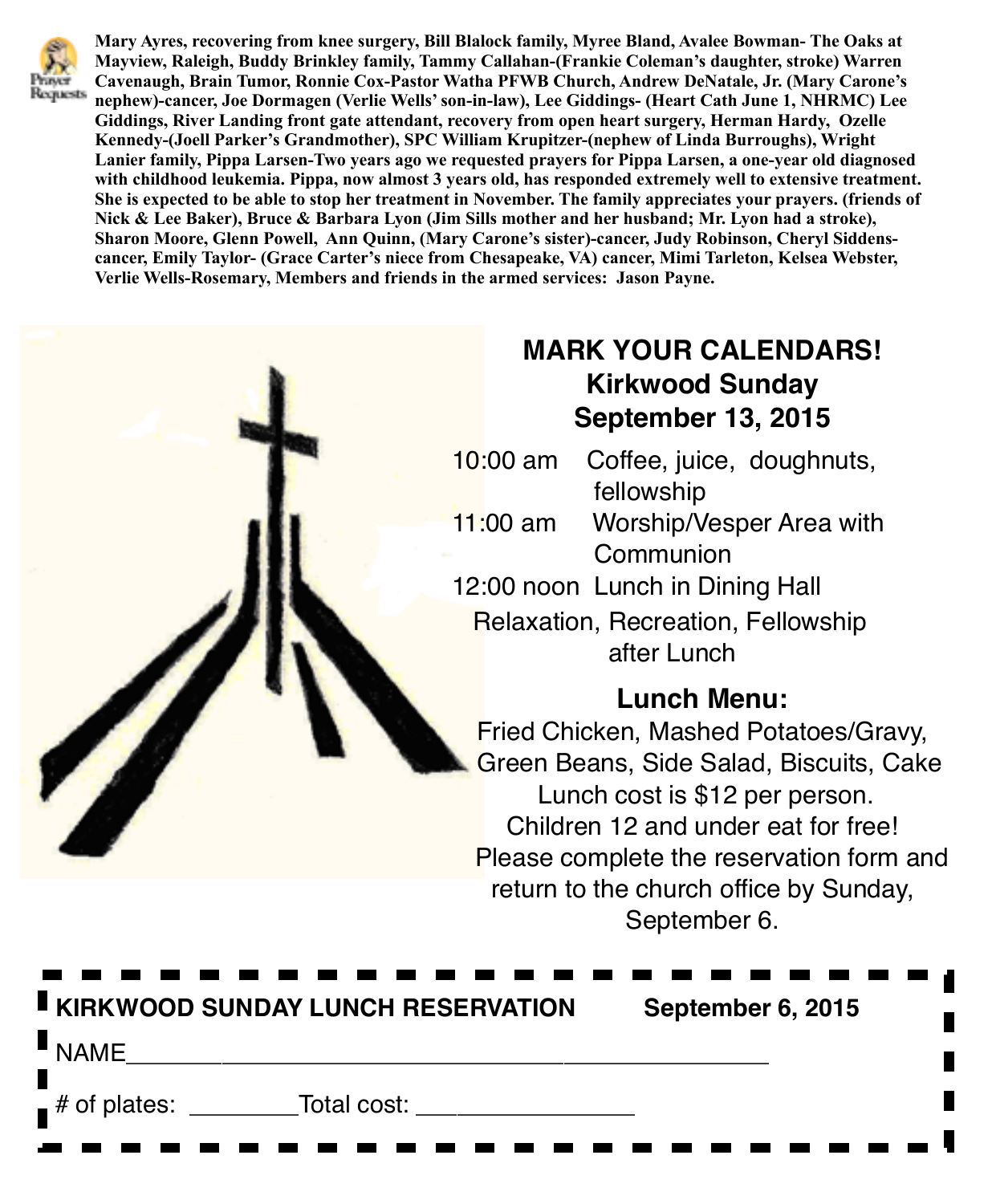**Prayer Requests**

**Mary Ayres, recovering from knee surgery, Bill Blalock family, Myree Bland, Avalee Bowman- The Oaks at Mayview, Raleigh, Buddy Brinkley family, Tammy Callahan-(Frankie Coleman's daughter, stroke) Warren Cavenaugh, Brain Tumor, Ronnie Cox-Pastor Watha PFWB Church, Andrew DeNatale, Jr. (Mary Carone's nephew)-cancer, Joe Dormagen (Verlie Wells' son-in-law), Lee Giddings- (Heart Cath June 1, NHRMC) Lee Giddings, River Landing front gate attendant, recovery from open heart surgery, Herman Hardy, Ozelle Kennedy-(Joell Parker's Grandmother), SPC William Krupitzer-(nephew of Linda Burroughs), Wright Lanier family, Pippa Larsen-Two years ago we requested prayers for Pippa Larsen, a one-year old diagnosed with childhood leukemia. Pippa, now almost 3 years old, has responded extremely well to extensive treatment. She is expected to be able to stop her treatment in November. The family appreciates your prayers. (friends of Nick & Lee Baker), Bruce & Barbara Lyon (Jim Sills mother and her husband; Mr. Lyon had a stroke), Sharon Moore, Glenn Powell, Ann Quinn, (Mary Carone's sister)-cancer, Judy Robinson, Cheryl Siddens-cancer, Emily Taylor- (Grace Carter's niece from Chesapeake, VA) cancer, Mimi Tarleton, Kelsea Webster, Verlie Wells-Rosemary, Members and friends in the armed services: Jason Payne.**

## MARK YOUR CALENDARS!
## Kirkwood Sunday
## September 13, 2015

10:00 am Coffee, juice, doughnuts, fellowship

11:00 am Worship/Vesper Area with Communion

12:00 noon Lunch in Dining Hall

Relaxation, Recreation, Fellowship after Lunch

### Lunch Menu:

Fried Chicken, Mashed Potatoes/Gravy, Green Beans, Side Salad, Biscuits, Cake

Lunch cost is $12 per person.

Children 12 and under eat for free!

Please complete the reservation form and return to the church office by Sunday, September 6.

---

**KIRKWOOD SUNDAY LUNCH RESERVATION** **September 6, 2015**

NAME_____________________________________________

# of plates: ________Total cost: ________________

---